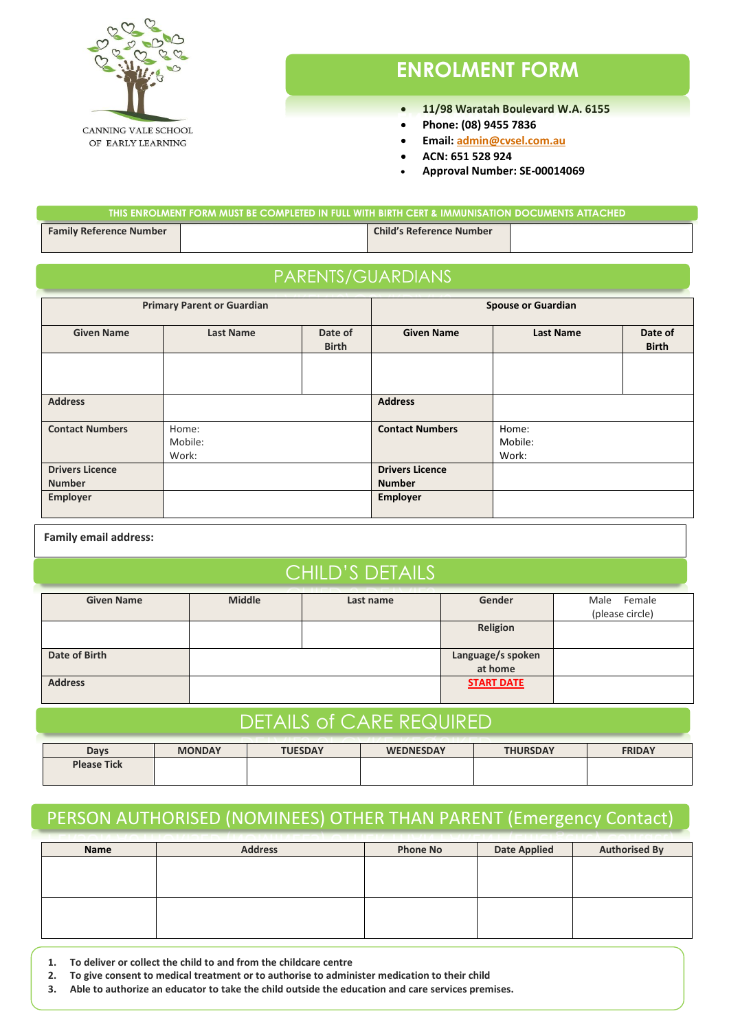CANNING VALE SCHOOL OF EARLY LEARNING

# ENROLMENT FORM

- **11/98 Waratah Boulevard W.A. 6155**
- **Phone: (08) 9455 7836**
- **Email: admin@cvsel.com.au**
- **ACN: 651 528 924**
- **Approval Number: SE-00014069**

**THIS ENROLMENT FORM MUST BE COMPLETED IN FULL WITH BIRTH CERT & IMMUNISATION DOCUMENTS ATTACHED**

| **Family Reference Number** | | **Child's Reference Number** | |
|---|---|---|---|

## PARENTS/GUARDIANS

| **Primary Parent or Guardian** | | | **Spouse or Guardian** | | |
|---|---|---|---|---|---|
| **Given Name** | **Last Name** | **Date of Birth** | **Given Name** | **Last Name** | **Date of Birth** |
| | | | | | |
| **Address** | | | **Address** | | |
| **Contact Numbers** | Home:<br>Mobile:<br>Work: | | **Contact Numbers** | Home:<br>Mobile:<br>Work: | |
| **Drivers Licence Number** | | | **Drivers Licence Number** | | |
| **Employer** | | | **Employer** | | |

**Family email address:**

## CHILD'S DETAILS

| **Given Name** | **Middle** | **Last name** | **Gender** | Male Female (please circle) |
|---|---|---|---|---|
| | | | **Religion** | |
| **Date of Birth** | | | **Language/s spoken at home** | |
| **Address** | | | **START DATE** | |

## DETAILS of CARE REQUIRED

| **Days** | **MONDAY** | **TUESDAY** | **WEDNESDAY** | **THURSDAY** | **FRIDAY** |
|---|---|---|---|---|---|
| **Please Tick** | | | | | |

## PERSON AUTHORISED (NOMINEES) OTHER THAN PARENT (Emergency Contact)

| **Name** | **Address** | **Phone No** | **Date Applied** | **Authorised By** |
|---|---|---|---|---|
| | | | | |
| | | | | |

1. **To deliver or collect the child to and from the childcare centre**
2. **To give consent to medical treatment or to authorise to administer medication to their child**
3. **Able to authorize an educator to take the child outside the education and care services premises.**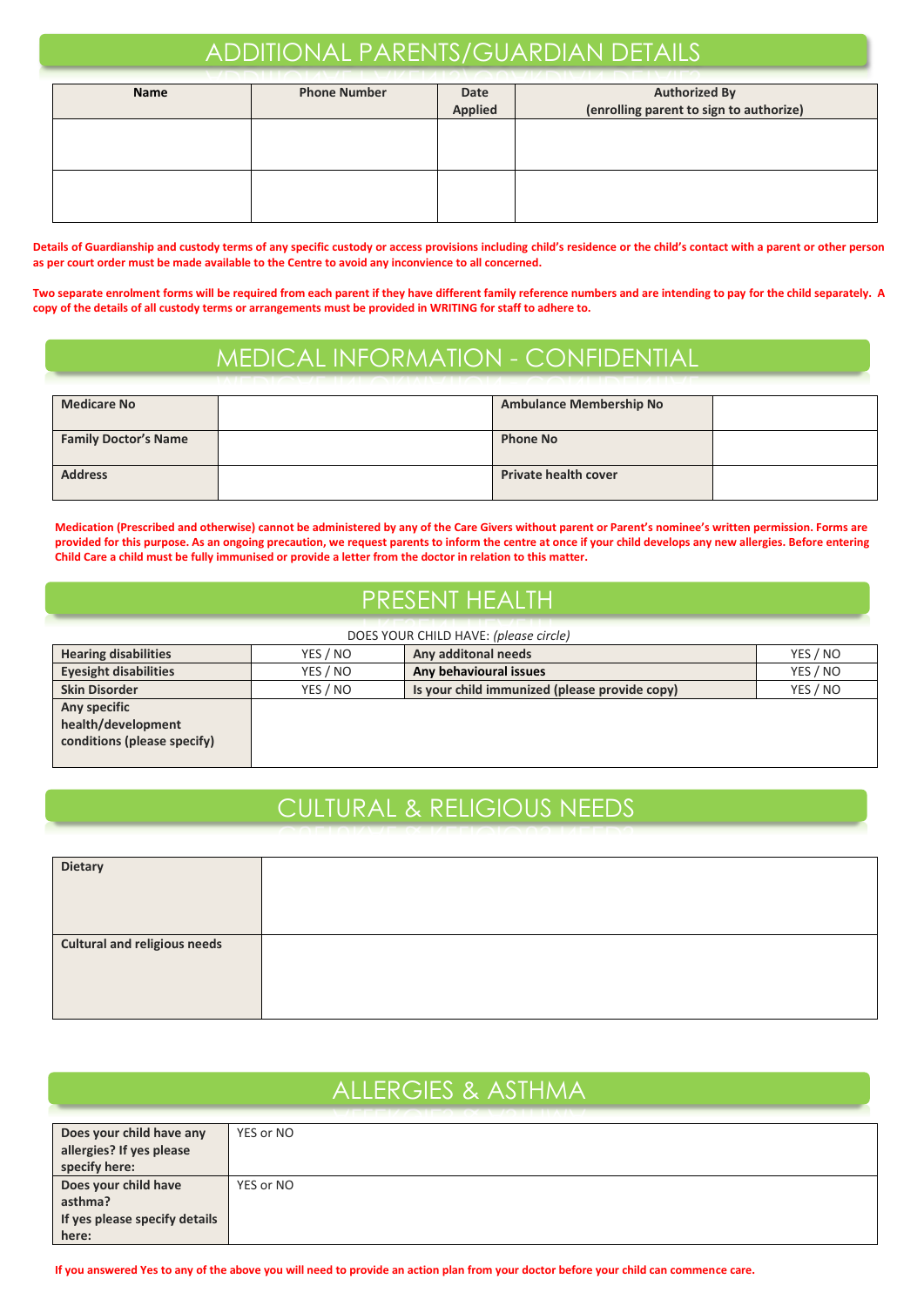## ADDITIONAL PARENTS/GUARDIAN DETAILS

| Name | Phone Number | Date Applied | Authorized By (enrolling parent to sign to authorize) |
|---|---|---|---|
| | | | |
| | | | |

**Details of Guardianship and custody terms of any specific custody or access provisions including child's residence or the child's contact with a parent or other person as per court order must be made available to the Centre to avoid any inconvience to all concerned.**

**Two separate enrolment forms will be required from each parent if they have different family reference numbers and are intending to pay for the child separately. A copy of the details of all custody terms or arrangements must be provided in WRITING for staff to adhere to.**

## MEDICAL INFORMATION - CONFIDENTIAL

| | | | |
|---|---|---|---|
| **Medicare No** | | **Ambulance Membership No** | |
| **Family Doctor's Name** | | **Phone No** | |
| **Address** | | **Private health cover** | |

**Medication (Prescribed and otherwise) cannot be administered by any of the Care Givers without parent or Parent's nominee's written permission. Forms are provided for this purpose. As an ongoing precaution, we request parents to inform the centre at once if your child develops any new allergies. Before entering Child Care a child must be fully immunised or provide a letter from the doctor in relation to this matter.**

## PRESENT HEALTH

DOES YOUR CHILD HAVE: *(please circle)*

| | | | |
|---|---|---|---|
| **Hearing disabilities** | YES / NO | **Any additonal needs** | YES / NO |
| **Eyesight disabilities** | YES / NO | **Any behavioural issues** | YES / NO |
| **Skin Disorder** | YES / NO | **Is your child immunized (please provide copy)** | YES / NO |
| **Any specific health/development conditions (please specify)** | | | |

## CULTURAL & RELIGIOUS NEEDS

| | |
|---|---|
| **Dietary** | |
| **Cultural and religious needs** | |

## ALLERGIES & ASTHMA

| | |
|---|---|
| **Does your child have any allergies? If yes please specify here:** | YES or NO |
| **Does your child have asthma? If yes please specify details here:** | YES or NO |

**If you answered Yes to any of the above you will need to provide an action plan from your doctor before your child can commence care.**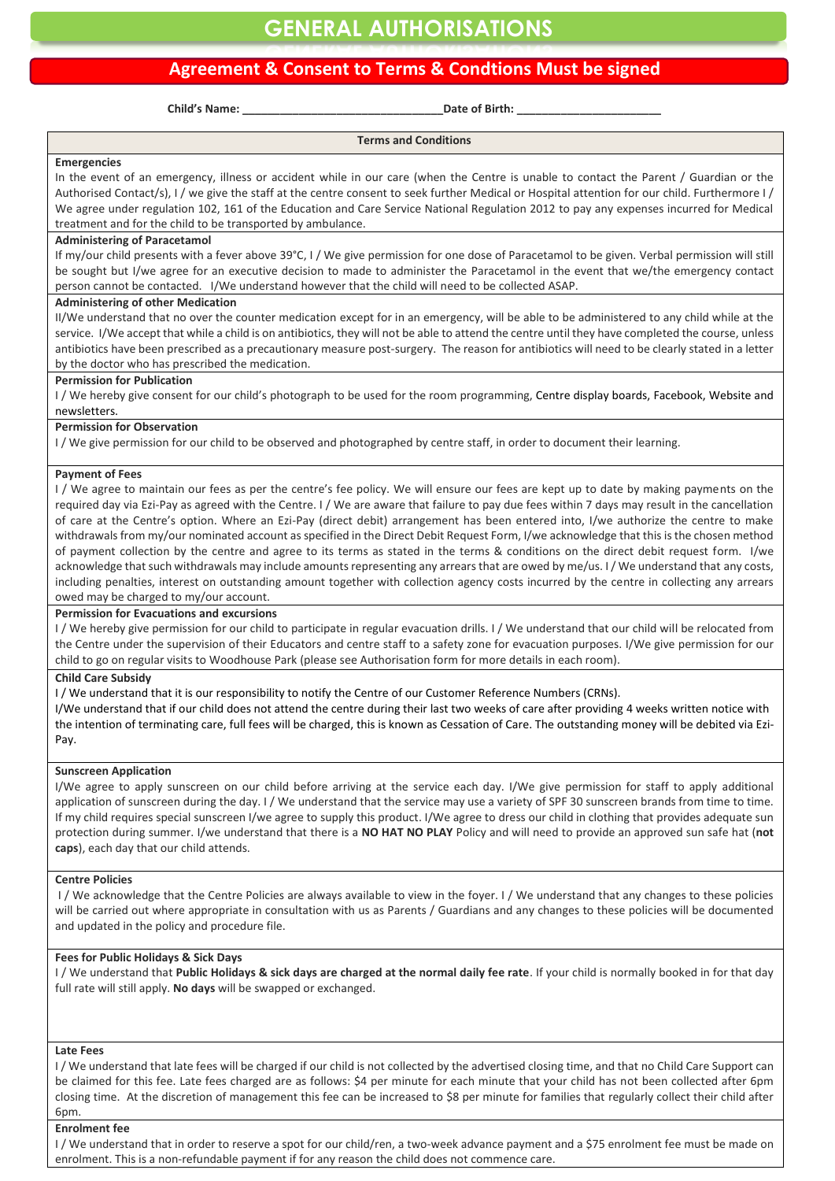# GENERAL AUTHORISATIONS

## Agreement & Consent to Terms & Condtions Must be signed

**Child's Name:** _______________________________ **Date of Birth:** ______________________

### Terms and Conditions

**Emergencies**

In the event of an emergency, illness or accident while in our care (when the Centre is unable to contact the Parent / Guardian or the Authorised Contact/s), I / we give the staff at the centre consent to seek further Medical or Hospital attention for our child. Furthermore I / We agree under regulation 102, 161 of the Education and Care Service National Regulation 2012 to pay any expenses incurred for Medical treatment and for the child to be transported by ambulance.

**Administering of Paracetamol**

If my/our child presents with a fever above 39°C, I / We give permission for one dose of Paracetamol to be given. Verbal permission will still be sought but I/we agree for an executive decision to made to administer the Paracetamol in the event that we/the emergency contact person cannot be contacted. I/We understand however that the child will need to be collected ASAP.

**Administering of other Medication**

II/We understand that no over the counter medication except for in an emergency, will be able to be administered to any child while at the service. I/We accept that while a child is on antibiotics, they will not be able to attend the centre until they have completed the course, unless antibiotics have been prescribed as a precautionary measure post-surgery. The reason for antibiotics will need to be clearly stated in a letter by the doctor who has prescribed the medication.

**Permission for Publication**

I / We hereby give consent for our child's photograph to be used for the room programming, Centre display boards, Facebook, Website and newsletters.

**Permission for Observation**

I / We give permission for our child to be observed and photographed by centre staff, in order to document their learning.

**Payment of Fees**

I / We agree to maintain our fees as per the centre's fee policy. We will ensure our fees are kept up to date by making payments on the required day via Ezi-Pay as agreed with the Centre. I / We are aware that failure to pay due fees within 7 days may result in the cancellation of care at the Centre's option. Where an Ezi-Pay (direct debit) arrangement has been entered into, I/we authorize the centre to make withdrawals from my/our nominated account as specified in the Direct Debit Request Form, I/we acknowledge that this is the chosen method of payment collection by the centre and agree to its terms as stated in the terms & conditions on the direct debit request form. I/we acknowledge that such withdrawals may include amounts representing any arrears that are owed by me/us. I / We understand that any costs, including penalties, interest on outstanding amount together with collection agency costs incurred by the centre in collecting any arrears owed may be charged to my/our account.

**Permission for Evacuations and excursions**

I / We hereby give permission for our child to participate in regular evacuation drills. I / We understand that our child will be relocated from the Centre under the supervision of their Educators and centre staff to a safety zone for evacuation purposes. I/We give permission for our child to go on regular visits to Woodhouse Park (please see Authorisation form for more details in each room).

**Child Care Subsidy**

I / We understand that it is our responsibility to notify the Centre of our Customer Reference Numbers (CRNs).

I/We understand that if our child does not attend the centre during their last two weeks of care after providing 4 weeks written notice with the intention of terminating care, full fees will be charged, this is known as Cessation of Care. The outstanding money will be debited via Ezi-Pay.

**Sunscreen Application**

I/We agree to apply sunscreen on our child before arriving at the service each day. I/We give permission for staff to apply additional application of sunscreen during the day. I / We understand that the service may use a variety of SPF 30 sunscreen brands from time to time. If my child requires special sunscreen I/we agree to supply this product. I/We agree to dress our child in clothing that provides adequate sun protection during summer. I/we understand that there is a **NO HAT NO PLAY** Policy and will need to provide an approved sun safe hat (**not caps**), each day that our child attends.

**Centre Policies**

I / We acknowledge that the Centre Policies are always available to view in the foyer. I / We understand that any changes to these policies will be carried out where appropriate in consultation with us as Parents / Guardians and any changes to these policies will be documented and updated in the policy and procedure file.

**Fees for Public Holidays & Sick Days**

I / We understand that **Public Holidays & sick days are charged at the normal daily fee rate**. If your child is normally booked in for that day full rate will still apply. **No days** will be swapped or exchanged.

**Late Fees**

I / We understand that late fees will be charged if our child is not collected by the advertised closing time, and that no Child Care Support can be claimed for this fee. Late fees charged are as follows: $4 per minute for each minute that your child has not been collected after 6pm closing time. At the discretion of management this fee can be increased to $8 per minute for families that regularly collect their child after 6pm.

**Enrolment fee**

I / We understand that in order to reserve a spot for our child/ren, a two-week advance payment and a $75 enrolment fee must be made on enrolment. This is a non-refundable payment if for any reason the child does not commence care.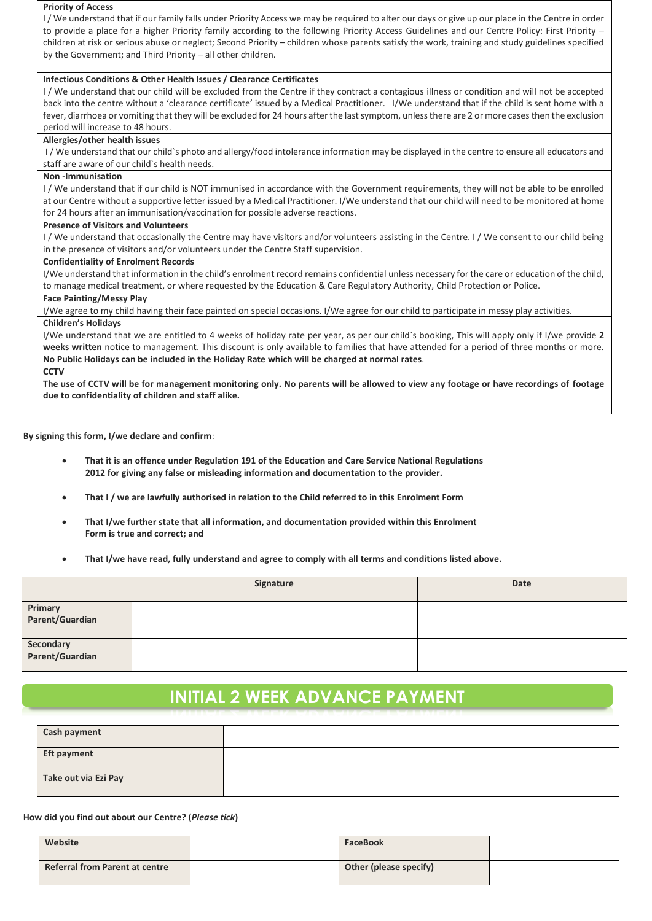**Priority of Access**

I / We understand that if our family falls under Priority Access we may be required to alter our days or give up our place in the Centre in order to provide a place for a higher Priority family according to the following Priority Access Guidelines and our Centre Policy: First Priority – children at risk or serious abuse or neglect; Second Priority – children whose parents satisfy the work, training and study guidelines specified by the Government; and Third Priority – all other children.

**Infectious Conditions & Other Health Issues / Clearance Certificates**

I / We understand that our child will be excluded from the Centre if they contract a contagious illness or condition and will not be accepted back into the centre without a 'clearance certificate' issued by a Medical Practitioner. I/We understand that if the child is sent home with a fever, diarrhoea or vomiting that they will be excluded for 24 hours after the last symptom, unless there are 2 or more cases then the exclusion period will increase to 48 hours.

**Allergies/other health issues**

I / We understand that our child`s photo and allergy/food intolerance information may be displayed in the centre to ensure all educators and staff are aware of our child`s health needs.

**Non -Immunisation**

I / We understand that if our child is NOT immunised in accordance with the Government requirements, they will not be able to be enrolled at our Centre without a supportive letter issued by a Medical Practitioner. I/We understand that our child will need to be monitored at home for 24 hours after an immunisation/vaccination for possible adverse reactions.

**Presence of Visitors and Volunteers**

I / We understand that occasionally the Centre may have visitors and/or volunteers assisting in the Centre. I / We consent to our child being in the presence of visitors and/or volunteers under the Centre Staff supervision.

**Confidentiality of Enrolment Records**

I/We understand that information in the child's enrolment record remains confidential unless necessary for the care or education of the child, to manage medical treatment, or where requested by the Education & Care Regulatory Authority, Child Protection or Police.

**Face Painting/Messy Play**

I/We agree to my child having their face painted on special occasions. I/We agree for our child to participate in messy play activities.

**Children's Holidays**

I/We understand that we are entitled to 4 weeks of holiday rate per year, as per our child`s booking, This will apply only if I/we provide **2 weeks written** notice to management. This discount is only available to families that have attended for a period of three months or more. **No Public Holidays can be included in the Holiday Rate which will be charged at normal rates**.

**CCTV**

**The use of CCTV will be for management monitoring only. No parents will be allowed to view any footage or have recordings of footage due to confidentiality of children and staff alike.**

**By signing this form, I/we declare and confirm**:

- **That it is an offence under Regulation 191 of the Education and Care Service National Regulations 2012 for giving any false or misleading information and documentation to the provider.**
- **That I / we are lawfully authorised in relation to the Child referred to in this Enrolment Form**
- **That I/we further state that all information, and documentation provided within this Enrolment Form is true and correct; and**
- **That I/we have read, fully understand and agree to comply with all terms and conditions listed above.**

| | Signature | Date |
|---|---|---|
| **Primary Parent/Guardian** | | |
| **Secondary Parent/Guardian** | | |

# INITIAL 2 WEEK ADVANCE PAYMENT

| | |
|---|---|
| **Cash payment** | |
| **Eft payment** | |
| **Take out via Ezi Pay** | |

**How did you find out about our Centre? (*Please tick*)**

| | | | |
|---|---|---|---|
| **Website** | | **FaceBook** | |
| **Referral from Parent at centre** | | **Other (please specify)** | |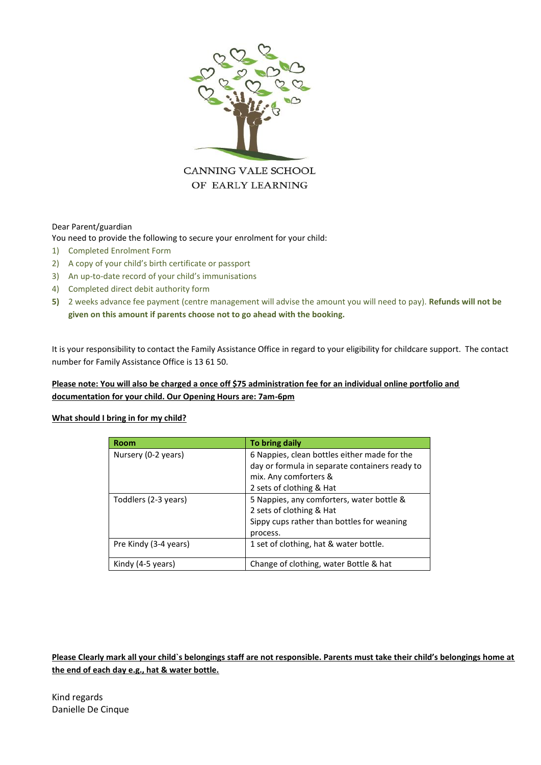CANNING VALE SCHOOL
OF EARLY LEARNING

Dear Parent/guardian

You need to provide the following to secure your enrolment for your child:

1) Completed Enrolment Form
2) A copy of your child's birth certificate or passport
3) An up-to-date record of your child's immunisations
4) Completed direct debit authority form
5) 2 weeks advance fee payment (centre management will advise the amount you will need to pay). **Refunds will not be given on this amount if parents choose not to go ahead with the booking.**

It is your responsibility to contact the Family Assistance Office in regard to your eligibility for childcare support. The contact number for Family Assistance Office is 13 61 50.

**Please note: You will also be charged a once off $75 administration fee for an individual online portfolio and documentation for your child. Our Opening Hours are: 7am-6pm**

**What should I bring in for my child?**

| Room | To bring daily |
|---|---|
| Nursery (0-2 years) | 6 Nappies, clean bottles either made for the day or formula in separate containers ready to mix. Any comforters & 2 sets of clothing & Hat |
| Toddlers (2-3 years) | 5 Nappies, any comforters, water bottle & 2 sets of clothing & Hat Sippy cups rather than bottles for weaning process. |
| Pre Kindy (3-4 years) | 1 set of clothing, hat & water bottle. |
| Kindy (4-5 years) | Change of clothing, water Bottle & hat |

**Please Clearly mark all your child`s belongings staff are not responsible. Parents must take their child's belongings home at the end of each day e.g., hat & water bottle.**

Kind regards
Danielle De Cinque